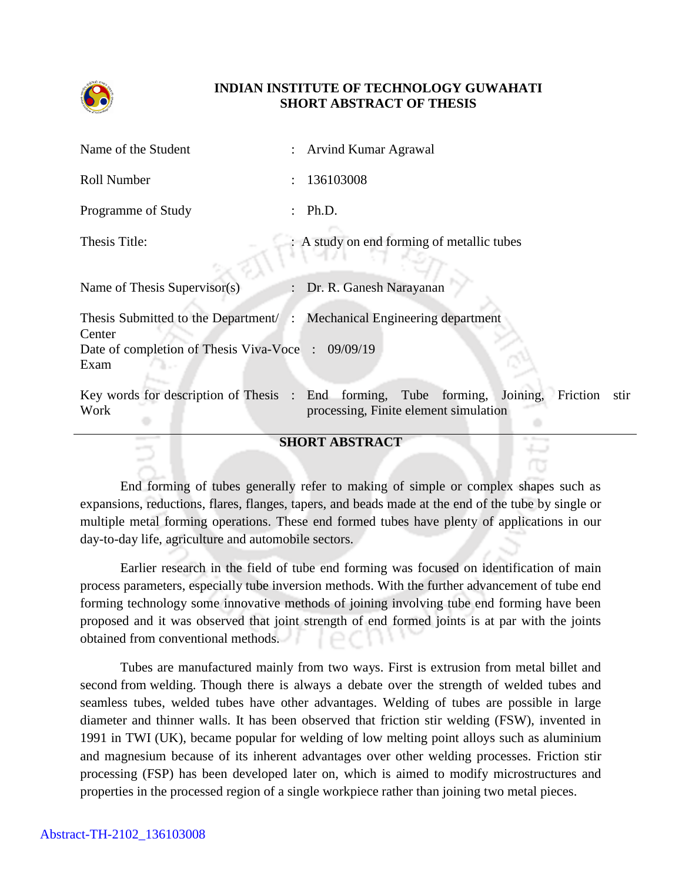**INDIAN INSTITUTE OF TECHNOLOGY GUWAHATI**
**SHORT ABSTRACT OF THESIS**

| | | |
|---|---|---|
| Name of the Student | : | Arvind Kumar Agrawal |
| Roll Number | : | 136103008 |
| Programme of Study | : | Ph.D. |
| Thesis Title: | : | A study on end forming of metallic tubes |
| Name of Thesis Supervisor(s) | : | Dr. R. Ganesh Narayanan |
| Thesis Submitted to the Department/ Center | : | Mechanical Engineering department |
| Date of completion of Thesis Viva-Voce Exam | : | 09/09/19 |
| Key words for description of Thesis Work | : | End forming, Tube forming, Joining, Friction stir processing, Finite element simulation |

---

## SHORT ABSTRACT

End forming of tubes generally refer to making of simple or complex shapes such as expansions, reductions, flares, flanges, tapers, and beads made at the end of the tube by single or multiple metal forming operations. These end formed tubes have plenty of applications in our day-to-day life, agriculture and automobile sectors.

Earlier research in the field of tube end forming was focused on identification of main process parameters, especially tube inversion methods. With the further advancement of tube end forming technology some innovative methods of joining involving tube end forming have been proposed and it was observed that joint strength of end formed joints is at par with the joints obtained from conventional methods.

Tubes are manufactured mainly from two ways. First is extrusion from metal billet and second from welding. Though there is always a debate over the strength of welded tubes and seamless tubes, welded tubes have other advantages. Welding of tubes are possible in large diameter and thinner walls. It has been observed that friction stir welding (FSW), invented in 1991 in TWI (UK), became popular for welding of low melting point alloys such as aluminium and magnesium because of its inherent advantages over other welding processes. Friction stir processing (FSP) has been developed later on, which is aimed to modify microstructures and properties in the processed region of a single workpiece rather than joining two metal pieces.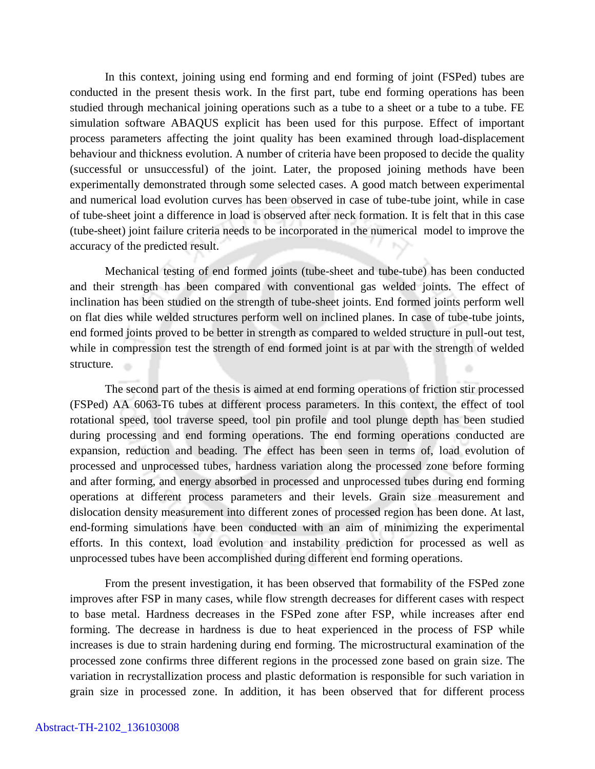In this context, joining using end forming and end forming of joint (FSPed) tubes are conducted in the present thesis work. In the first part, tube end forming operations has been studied through mechanical joining operations such as a tube to a sheet or a tube to a tube. FE simulation software ABAQUS explicit has been used for this purpose. Effect of important process parameters affecting the joint quality has been examined through load-displacement behaviour and thickness evolution. A number of criteria have been proposed to decide the quality (successful or unsuccessful) of the joint. Later, the proposed joining methods have been experimentally demonstrated through some selected cases. A good match between experimental and numerical load evolution curves has been observed in case of tube-tube joint, while in case of tube-sheet joint a difference in load is observed after neck formation. It is felt that in this case (tube-sheet) joint failure criteria needs to be incorporated in the numerical model to improve the accuracy of the predicted result.

Mechanical testing of end formed joints (tube-sheet and tube-tube) has been conducted and their strength has been compared with conventional gas welded joints. The effect of inclination has been studied on the strength of tube-sheet joints. End formed joints perform well on flat dies while welded structures perform well on inclined planes. In case of tube-tube joints, end formed joints proved to be better in strength as compared to welded structure in pull-out test, while in compression test the strength of end formed joint is at par with the strength of welded structure.

The second part of the thesis is aimed at end forming operations of friction stir processed (FSPed) AA 6063-T6 tubes at different process parameters. In this context, the effect of tool rotational speed, tool traverse speed, tool pin profile and tool plunge depth has been studied during processing and end forming operations. The end forming operations conducted are expansion, reduction and beading. The effect has been seen in terms of, load evolution of processed and unprocessed tubes, hardness variation along the processed zone before forming and after forming, and energy absorbed in processed and unprocessed tubes during end forming operations at different process parameters and their levels. Grain size measurement and dislocation density measurement into different zones of processed region has been done. At last, end-forming simulations have been conducted with an aim of minimizing the experimental efforts. In this context, load evolution and instability prediction for processed as well as unprocessed tubes have been accomplished during different end forming operations.

From the present investigation, it has been observed that formability of the FSPed zone improves after FSP in many cases, while flow strength decreases for different cases with respect to base metal. Hardness decreases in the FSPed zone after FSP, while increases after end forming. The decrease in hardness is due to heat experienced in the process of FSP while increases is due to strain hardening during end forming. The microstructural examination of the processed zone confirms three different regions in the processed zone based on grain size. The variation in recrystallization process and plastic deformation is responsible for such variation in grain size in processed zone. In addition, it has been observed that for different process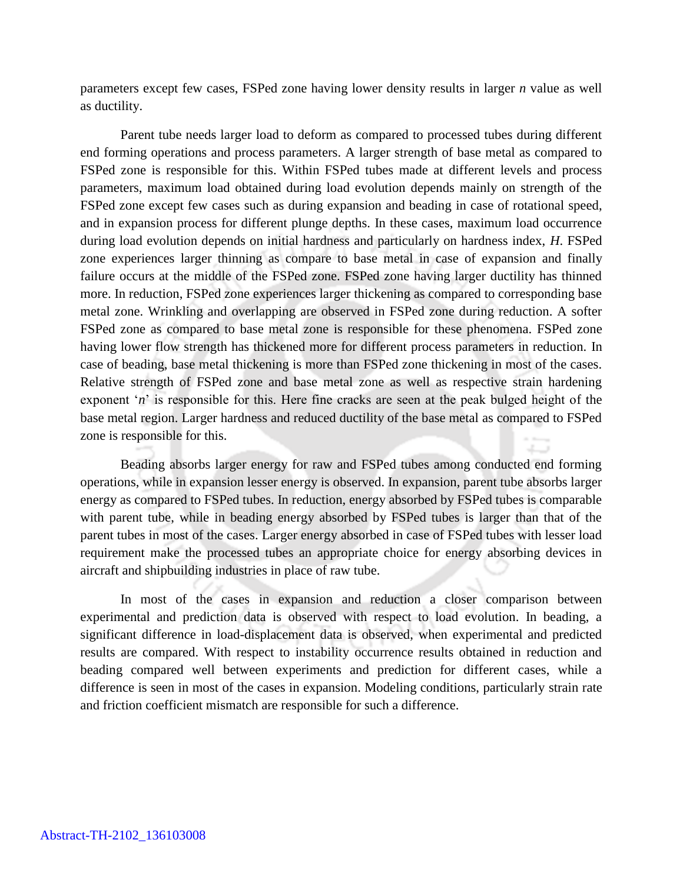parameters except few cases, FSPed zone having lower density results in larger $n$ value as well as ductility.

Parent tube needs larger load to deform as compared to processed tubes during different end forming operations and process parameters. A larger strength of base metal as compared to FSPed zone is responsible for this. Within FSPed tubes made at different levels and process parameters, maximum load obtained during load evolution depends mainly on strength of the FSPed zone except few cases such as during expansion and beading in case of rotational speed, and in expansion process for different plunge depths. In these cases, maximum load occurrence during load evolution depends on initial hardness and particularly on hardness index, $H$. FSPed zone experiences larger thinning as compare to base metal in case of expansion and finally failure occurs at the middle of the FSPed zone. FSPed zone having larger ductility has thinned more. In reduction, FSPed zone experiences larger thickening as compared to corresponding base metal zone. Wrinkling and overlapping are observed in FSPed zone during reduction. A softer FSPed zone as compared to base metal zone is responsible for these phenomena. FSPed zone having lower flow strength has thickened more for different process parameters in reduction. In case of beading, base metal thickening is more than FSPed zone thickening in most of the cases. Relative strength of FSPed zone and base metal zone as well as respective strain hardening exponent '$n$' is responsible for this. Here fine cracks are seen at the peak bulged height of the base metal region. Larger hardness and reduced ductility of the base metal as compared to FSPed zone is responsible for this.

Beading absorbs larger energy for raw and FSPed tubes among conducted end forming operations, while in expansion lesser energy is observed. In expansion, parent tube absorbs larger energy as compared to FSPed tubes. In reduction, energy absorbed by FSPed tubes is comparable with parent tube, while in beading energy absorbed by FSPed tubes is larger than that of the parent tubes in most of the cases. Larger energy absorbed in case of FSPed tubes with lesser load requirement make the processed tubes an appropriate choice for energy absorbing devices in aircraft and shipbuilding industries in place of raw tube.

In most of the cases in expansion and reduction a closer comparison between experimental and prediction data is observed with respect to load evolution. In beading, a significant difference in load-displacement data is observed, when experimental and predicted results are compared. With respect to instability occurrence results obtained in reduction and beading compared well between experiments and prediction for different cases, while a difference is seen in most of the cases in expansion. Modeling conditions, particularly strain rate and friction coefficient mismatch are responsible for such a difference.

Abstract-TH-2102_136103008